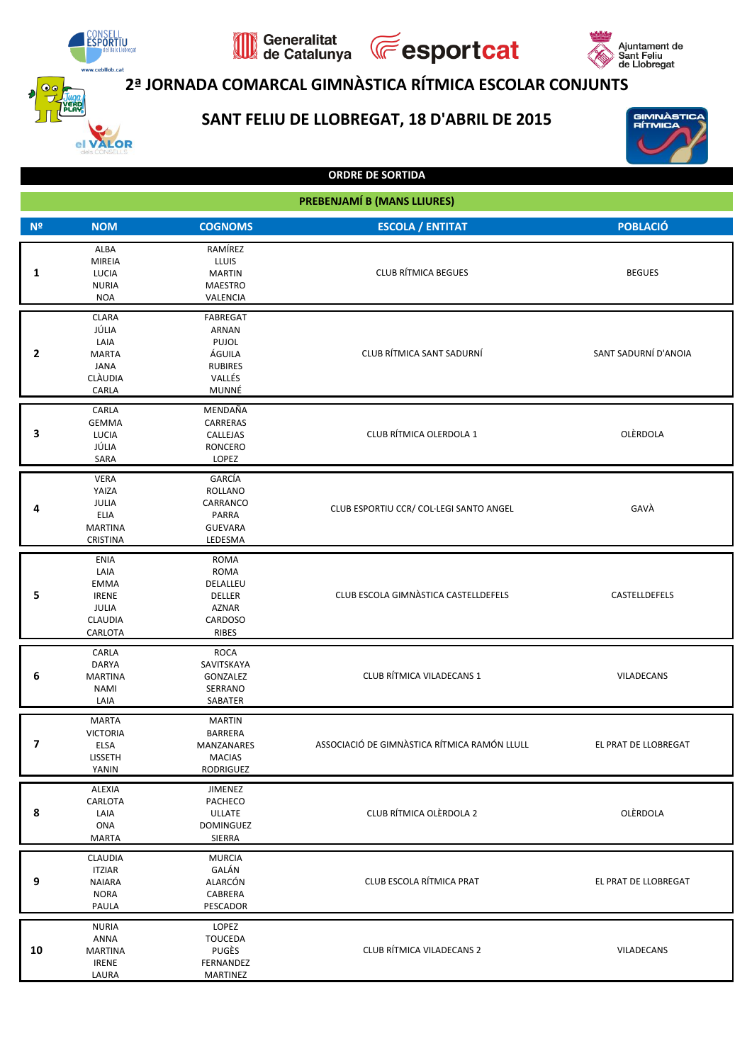# 2ª JORNADA COMARCAL GIMNÀSTICA RÍTMICA ESCOLAR CONJUNTS

## SANT FELIU DE LLOBREGAT, 18 D'ABRIL DE 2015

### ORDRE DE SORTIDA

### PREBENJAMÍ B (MANS LLIURES)

| Nº | NOM | COGNOMS | ESCOLA / ENTITAT | POBLACIÓ |
|---|---|---|---|---|
| 1 | ALBA<br>MIREIA<br>LUCIA<br>NURIA<br>NOA | RAMÍREZ<br>LLUIS<br>MARTIN<br>MAESTRO<br>VALENCIA | CLUB RÍTMICA BEGUES | BEGUES |
| 2 | CLARA<br>JÚLIA<br>LAIA<br>MARTA<br>JANA<br>CLÀUDIA<br>CARLA | FABREGAT<br>ARNAN<br>PUJOL<br>ÁGUILA<br>RUBIRES<br>VALLÉS<br>MUNNÉ | CLUB RÍTMICA SANT SADURNÍ | SANT SADURNÍ D'ANOIA |
| 3 | CARLA<br>GEMMA<br>LUCIA<br>JÚLIA<br>SARA | MENDAÑA<br>CARRERAS<br>CALLEJAS<br>RONCERO<br>LOPEZ | CLUB RÍTMICA OLERDOLA 1 | OLÈRDOLA |
| 4 | VERA<br>YAIZA<br>JULIA<br>ELIA<br>MARTINA<br>CRISTINA | GARCÍA<br>ROLLANO<br>CARRANCO<br>PARRA<br>GUEVARA<br>LEDESMA | CLUB ESPORTIU CCR/ COL·LEGI SANTO ANGEL | GAVÀ |
| 5 | ENIA<br>LAIA<br>EMMA<br>IRENE<br>JULIA<br>CLAUDIA<br>CARLOTA | ROMA<br>ROMA<br>DELALLEU<br>DELLER<br>AZNAR<br>CARDOSO<br>RIBES | CLUB ESCOLA GIMNÀSTICA CASTELLDEFELS | CASTELLDEFELS |
| 6 | CARLA<br>DARYA<br>MARTINA<br>NAMI<br>LAIA | ROCA<br>SAVITSKAYA<br>GONZALEZ<br>SERRANO<br>SABATER | CLUB RÍTMICA VILADECANS 1 | VILADECANS |
| 7 | MARTA<br>VICTORIA<br>ELSA<br>LISSETH<br>YANIN | MARTIN<br>BARRERA<br>MANZANARES<br>MACIAS<br>RODRIGUEZ | ASSOCIACIÓ DE GIMNÀSTICA RÍTMICA RAMÓN LLULL | EL PRAT DE LLOBREGAT |
| 8 | ALEXIA<br>CARLOTA<br>LAIA<br>ONA<br>MARTA | JIMENEZ<br>PACHECO<br>ULLATE<br>DOMINGUEZ<br>SIERRA | CLUB RÍTMICA OLÈRDOLA 2 | OLÈRDOLA |
| 9 | CLAUDIA<br>ITZIAR<br>NAIARA<br>NORA<br>PAULA | MURCIA<br>GALÁN<br>ALARCÓN<br>CABRERA<br>PESCADOR | CLUB ESCOLA RÍTMICA PRAT | EL PRAT DE LLOBREGAT |
| 10 | NURIA<br>ANNA<br>MARTINA<br>IRENE<br>LAURA | LOPEZ<br>TOUCEDA<br>PUGÈS<br>FERNANDEZ<br>MARTINEZ | CLUB RÍTMICA VILADECANS 2 | VILADECANS |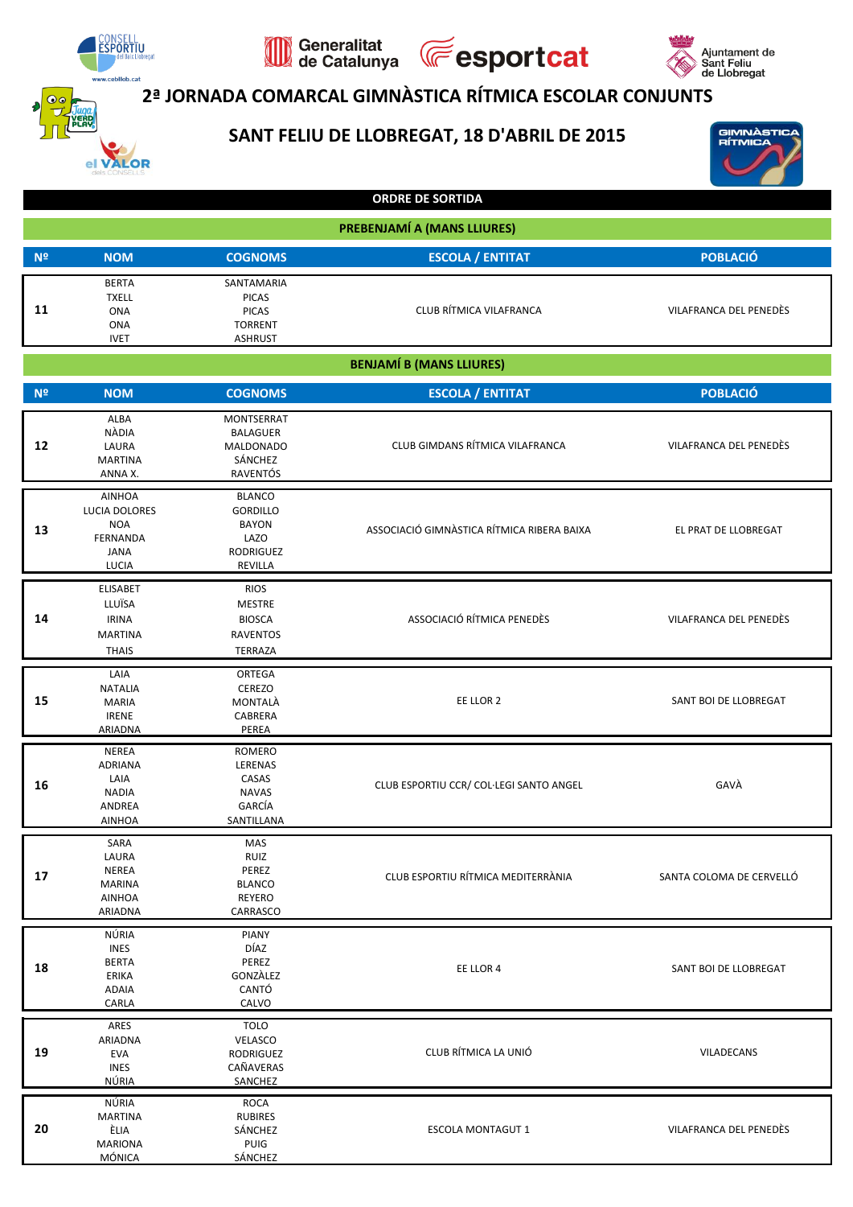# 2ª JORNADA COMARCAL GIMNÀSTICA RÍTMICA ESCOLAR CONJUNTS

## SANT FELIU DE LLOBREGAT, 18 D'ABRIL DE 2015

### ORDRE DE SORTIDA

#### PREBENJAMÍ A (MANS LLIURES)

| Nº | NOM | COGNOMS | ESCOLA / ENTITAT | POBLACIÓ |
|---|---|---|---|---|
| 11 | BERTA<br>TXELL<br>ONA<br>ONA<br>IVET | SANTAMARIA<br>PICAS<br>PICAS<br>TORRENT<br>ASHRUST | CLUB RÍTMICA VILAFRANCA | VILAFRANCA DEL PENEDÈS |

#### BENJAMÍ B (MANS LLIURES)

| Nº | NOM | COGNOMS | ESCOLA / ENTITAT | POBLACIÓ |
|---|---|---|---|---|
| 12 | ALBA<br>NÀDIA<br>LAURA<br>MARTINA<br>ANNA X. | MONTSERRAT<br>BALAGUER<br>MALDONADO<br>SÁNCHEZ<br>RAVENTÓS | CLUB GIMDANS RÍTMICA VILAFRANCA | VILAFRANCA DEL PENEDÈS |
| 13 | AINHOA<br>LUCIA DOLORES<br>NOA<br>FERNANDA<br>JANA<br>LUCIA | BLANCO<br>GORDILLO<br>BAYON<br>LAZO<br>RODRIGUEZ<br>REVILLA | ASSOCIACIÓ GIMNÀSTICA RÍTMICA RIBERA BAIXA | EL PRAT DE LLOBREGAT |
| 14 | ELISABET<br>LLUÏSA<br>IRINA<br>MARTINA<br>THAIS | RIOS<br>MESTRE<br>BIOSCA<br>RAVENTOS<br>TERRAZA | ASSOCIACIÓ RÍTMICA PENEDÈS | VILAFRANCA DEL PENEDÈS |
| 15 | LAIA<br>NATALIA<br>MARIA<br>IRENE<br>ARIADNA | ORTEGA<br>CEREZO<br>MONTALÀ<br>CABRERA<br>PEREA | EE LLOR 2 | SANT BOI DE LLOBREGAT |
| 16 | NEREA<br>ADRIANA<br>LAIA<br>NADIA<br>ANDREA<br>AINHOA | ROMERO<br>LERENAS<br>CASAS<br>NAVAS<br>GARCÍA<br>SANTILLANA | CLUB ESPORTIU CCR/ COL·LEGI SANTO ANGEL | GAVÀ |
| 17 | SARA<br>LAURA<br>NEREA<br>MARINA<br>AINHOA<br>ARIADNA | MAS<br>RUIZ<br>PEREZ<br>BLANCO<br>REYERO<br>CARRASCO | CLUB ESPORTIU RÍTMICA MEDITERRÀNIA | SANTA COLOMA DE CERVELLÓ |
| 18 | NÚRIA<br>INES<br>BERTA<br>ERIKA<br>ADAIA<br>CARLA | PIANY<br>DÍAZ<br>PEREZ<br>GONZÀLEZ<br>CANTÓ<br>CALVO | EE LLOR 4 | SANT BOI DE LLOBREGAT |
| 19 | ARES<br>ARIADNA<br>EVA<br>INES<br>NÚRIA | TOLO<br>VELASCO<br>RODRIGUEZ<br>CAÑAVERAS<br>SANCHEZ | CLUB RÍTMICA LA UNIÓ | VILADECANS |
| 20 | NÚRIA<br>MARTINA<br>ÈLIA<br>MARIONA<br>MÓNICA | ROCA<br>RUBIRES<br>SÁNCHEZ<br>PUIG<br>SÁNCHEZ | ESCOLA MONTAGUT 1 | VILAFRANCA DEL PENEDÈS |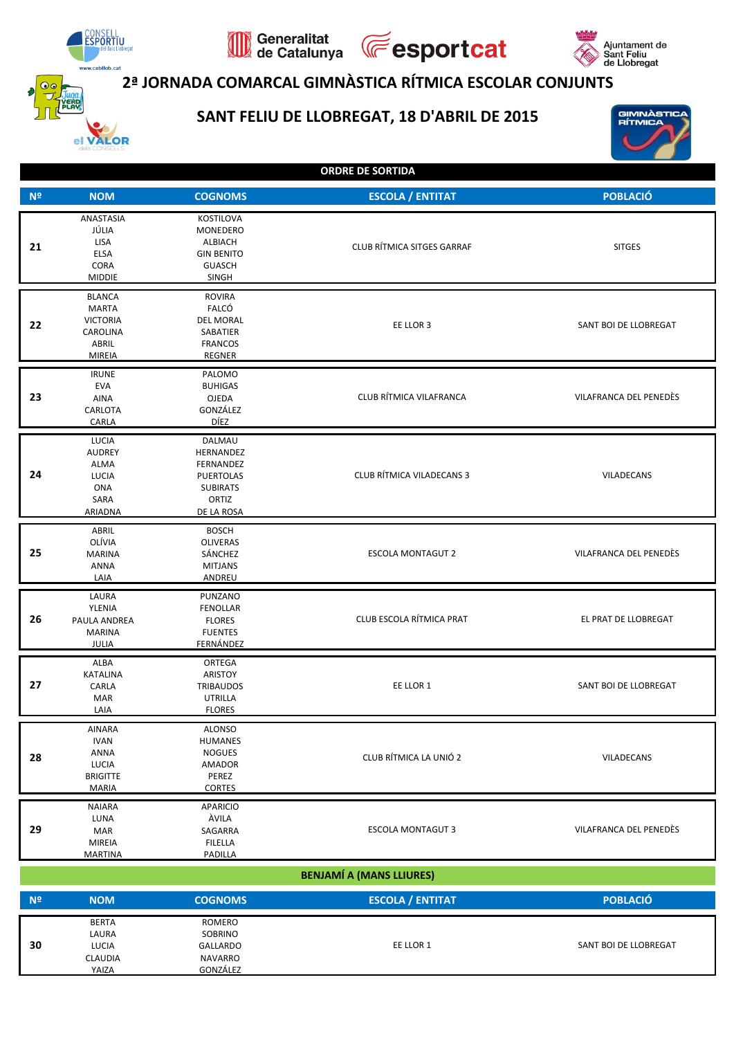# 2ª JORNADA COMARCAL GIMNÀSTICA RÍTMICA ESCOLAR CONJUNTS

## SANT FELIU DE LLOBREGAT, 18 D'ABRIL DE 2015

**ORDRE DE SORTIDA**

| Nº | NOM | COGNOMS | ESCOLA / ENTITAT | POBLACIÓ |
|---|---|---|---|---|
| 21 | ANASTASIA<br>JÚLIA<br>LISA<br>ELSA<br>CORA<br>MIDDIE | KOSTILOVA<br>MONEDERO<br>ALBIACH<br>GIN BENITO<br>GUASCH<br>SINGH | CLUB RÍTMICA SITGES GARRAF | SITGES |
| 22 | BLANCA<br>MARTA<br>VICTORIA<br>CAROLINA<br>ABRIL<br>MIREIA | ROVIRA<br>FALCÓ<br>DEL MORAL<br>SABATIER<br>FRANCOS<br>REGNER | EE LLOR 3 | SANT BOI DE LLOBREGAT |
| 23 | IRUNE<br>EVA<br>AINA<br>CARLOTA<br>CARLA | PALOMO<br>BUHIGAS<br>OJEDA<br>GONZÁLEZ<br>DÍEZ | CLUB RÍTMICA VILAFRANCA | VILAFRANCA DEL PENEDÈS |
| 24 | LUCIA<br>AUDREY<br>ALMA<br>LUCIA<br>ONA<br>SARA<br>ARIADNA | DALMAU<br>HERNANDEZ<br>FERNANDEZ<br>PUERTOLAS<br>SUBIRATS<br>ORTIZ<br>DE LA ROSA | CLUB RÍTMICA VILADECANS 3 | VILADECANS |
| 25 | ABRIL<br>OLÍVIA<br>MARINA<br>ANNA<br>LAIA | BOSCH<br>OLIVERAS<br>SÁNCHEZ<br>MITJANS<br>ANDREU | ESCOLA MONTAGUT 2 | VILAFRANCA DEL PENEDÈS |
| 26 | LAURA<br>YLENIA<br>PAULA ANDREA<br>MARINA<br>JULIA | PUNZANO<br>FENOLLAR<br>FLORES<br>FUENTES<br>FERNÁNDEZ | CLUB ESCOLA RÍTMICA PRAT | EL PRAT DE LLOBREGAT |
| 27 | ALBA<br>KATALINA<br>CARLA<br>MAR<br>LAIA | ORTEGA<br>ARISTOY<br>TRIBAUDOS<br>UTRILLA<br>FLORES | EE LLOR 1 | SANT BOI DE LLOBREGAT |
| 28 | AINARA<br>IVAN<br>ANNA<br>LUCIA<br>BRIGITTE<br>MARIA | ALONSO<br>HUMANES<br>NOGUES<br>AMADOR<br>PEREZ<br>CORTES | CLUB RÍTMICA LA UNIÓ 2 | VILADECANS |
| 29 | NAIARA<br>LUNA<br>MAR<br>MIREIA<br>MARTINA | APARICIO<br>ÀVILA<br>SAGARRA<br>FILELLA<br>PADILLA | ESCOLA MONTAGUT 3 | VILAFRANCA DEL PENEDÈS |

**BENJAMÍ A (MANS LLIURES)**

| Nº | NOM | COGNOMS | ESCOLA / ENTITAT | POBLACIÓ |
|---|---|---|---|---|
| 30 | BERTA<br>LAURA<br>LUCIA<br>CLAUDIA<br>YAIZA | ROMERO<br>SOBRINO<br>GALLARDO<br>NAVARRO<br>GONZÁLEZ | EE LLOR 1 | SANT BOI DE LLOBREGAT |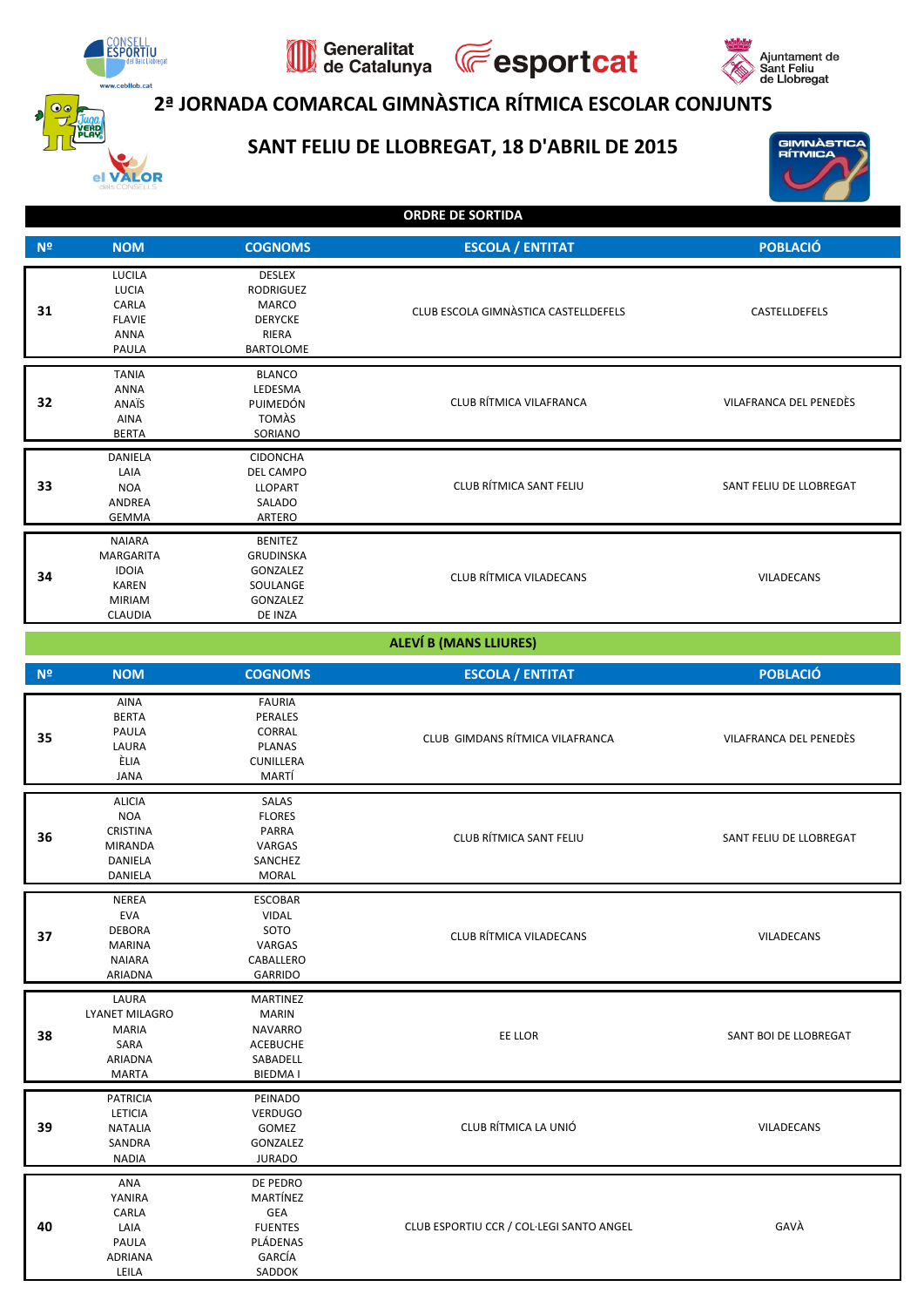# 2ª JORNADA COMARCAL GIMNÀSTICA RÍTMICA ESCOLAR CONJUNTS

## SANT FELIU DE LLOBREGAT, 18 D'ABRIL DE 2015

**ORDRE DE SORTIDA**

| Nº | NOM | COGNOMS | ESCOLA / ENTITAT | POBLACIÓ |
|---|---|---|---|---|
| 31 | LUCILA<br>LUCIA<br>CARLA<br>FLAVIE<br>ANNA<br>PAULA | DESLEX<br>RODRIGUEZ<br>MARCO<br>DERYCKE<br>RIERA<br>BARTOLOME | CLUB ESCOLA GIMNÀSTICA CASTELLDEFELS | CASTELLDEFELS |
| 32 | TANIA<br>ANNA<br>ANAÏS<br>AINA<br>BERTA | BLANCO<br>LEDESMA<br>PUIMEDÓN<br>TOMÀS<br>SORIANO | CLUB RÍTMICA VILAFRANCA | VILAFRANCA DEL PENEDÈS |
| 33 | DANIELA<br>LAIA<br>NOA<br>ANDREA<br>GEMMA | CIDONCHA<br>DEL CAMPO<br>LLOPART<br>SALADO<br>ARTERO | CLUB RÍTMICA SANT FELIU | SANT FELIU DE LLOBREGAT |
| 34 | NAIARA<br>MARGARITA<br>IDOIA<br>KAREN<br>MIRIAM<br>CLAUDIA | BENITEZ<br>GRUDINSKA<br>GONZALEZ<br>SOULANGE<br>GONZALEZ<br>DE INZA | CLUB RÍTMICA VILADECANS | VILADECANS |

**ALEVÍ B (MANS LLIURES)**

| Nº | NOM | COGNOMS | ESCOLA / ENTITAT | POBLACIÓ |
|---|---|---|---|---|
| 35 | AINA<br>BERTA<br>PAULA<br>LAURA<br>ÈLIA<br>JANA | FAURIA<br>PERALES<br>CORRAL<br>PLANAS<br>CUNILLERA<br>MARTÍ | CLUB GIMDANS RÍTMICA VILAFRANCA | VILAFRANCA DEL PENEDÈS |
| 36 | ALICIA<br>NOA<br>CRISTINA<br>MIRANDA<br>DANIELA<br>DANIELA | SALAS<br>FLORES<br>PARRA<br>VARGAS<br>SANCHEZ<br>MORAL | CLUB RÍTMICA SANT FELIU | SANT FELIU DE LLOBREGAT |
| 37 | NEREA<br>EVA<br>DEBORA<br>MARINA<br>NAIARA<br>ARIADNA | ESCOBAR<br>VIDAL<br>SOTO<br>VARGAS<br>CABALLERO<br>GARRIDO | CLUB RÍTMICA VILADECANS | VILADECANS |
| 38 | LAURA<br>LYANET MILAGRO<br>MARIA<br>SARA<br>ARIADNA<br>MARTA | MARTINEZ<br>MARIN<br>NAVARRO<br>ACEBUCHE<br>SABADELL<br>BIEDMA I | EE LLOR | SANT BOI DE LLOBREGAT |
| 39 | PATRICIA<br>LETICIA<br>NATALIA<br>SANDRA<br>NADIA | PEINADO<br>VERDUGO<br>GOMEZ<br>GONZALEZ<br>JURADO | CLUB RÍTMICA LA UNIÓ | VILADECANS |
| 40 | ANA<br>YANIRA<br>CARLA<br>LAIA<br>PAULA<br>ADRIANA<br>LEILA | DE PEDRO<br>MARTÍNEZ<br>GEA<br>FUENTES<br>PLÁDENAS<br>GARCÍA<br>SADDOK | CLUB ESPORTIU CCR / COL·LEGI SANTO ANGEL | GAVÀ |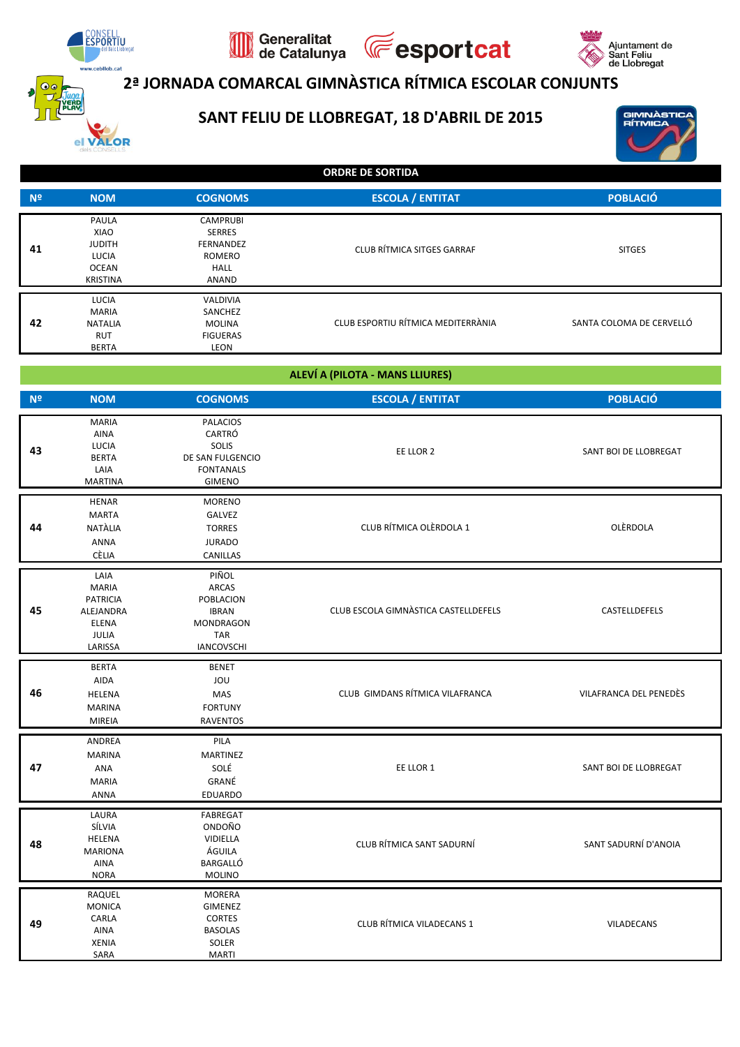# 2ª JORNADA COMARCAL GIMNÀSTICA RÍTMICA ESCOLAR CONJUNTS

## SANT FELIU DE LLOBREGAT, 18 D'ABRIL DE 2015

**ORDRE DE SORTIDA**

| Nº | NOM | COGNOMS | ESCOLA / ENTITAT | POBLACIÓ |
|---|---|---|---|---|
| 41 | PAULA<br>XIAO<br>JUDITH<br>LUCIA<br>OCEAN<br>KRISTINA | CAMPRUBI<br>SERRES<br>FERNANDEZ<br>ROMERO<br>HALL<br>ANAND | CLUB RÍTMICA SITGES GARRAF | SITGES |
| 42 | LUCIA<br>MARIA<br>NATALIA<br>RUT<br>BERTA | VALDIVIA<br>SANCHEZ<br>MOLINA<br>FIGUERAS<br>LEON | CLUB ESPORTIU RÍTMICA MEDITERRÀNIA | SANTA COLOMA DE CERVELLÓ |

**ALEVÍ A (PILOTA - MANS LLIURES)**

| Nº | NOM | COGNOMS | ESCOLA / ENTITAT | POBLACIÓ |
|---|---|---|---|---|
| 43 | MARIA<br>AINA<br>LUCIA<br>BERTA<br>LAIA<br>MARTINA | PALACIOS<br>CARTRÓ<br>SOLIS<br>DE SAN FULGENCIO<br>FONTANALS<br>GIMENO | EE LLOR 2 | SANT BOI DE LLOBREGAT |
| 44 | HENAR<br>MARTA<br>NATÀLIA<br>ANNA<br>CÈLIA | MORENO<br>GALVEZ<br>TORRES<br>JURADO<br>CANILLAS | CLUB RÍTMICA OLÈRDOLA 1 | OLÈRDOLA |
| 45 | LAIA<br>MARIA<br>PATRICIA<br>ALEJANDRA<br>ELENA<br>JULIA<br>LARISSA | PIÑOL<br>ARCAS<br>POBLACION<br>IBRAN<br>MONDRAGON<br>TAR<br>IANCOVSCHI | CLUB ESCOLA GIMNÀSTICA CASTELLDEFELS | CASTELLDEFELS |
| 46 | BERTA<br>AIDA<br>HELENA<br>MARINA<br>MIREIA | BENET<br>JOU<br>MAS<br>FORTUNY<br>RAVENTOS | CLUB GIMDANS RÍTMICA VILAFRANCA | VILAFRANCA DEL PENEDÈS |
| 47 | ANDREA<br>MARINA<br>ANA<br>MARIA<br>ANNA | PILA<br>MARTINEZ<br>SOLÉ<br>GRANÉ<br>EDUARDO | EE LLOR 1 | SANT BOI DE LLOBREGAT |
| 48 | LAURA<br>SÍLVIA<br>HELENA<br>MARIONA<br>AINA<br>NORA | FABREGAT<br>ONDOÑO<br>VIDIELLA<br>ÁGUILA<br>BARGALLÓ<br>MOLINO | CLUB RÍTMICA SANT SADURNÍ | SANT SADURNÍ D'ANOIA |
| 49 | RAQUEL<br>MONICA<br>CARLA<br>AINA<br>XENIA<br>SARA | MORERA<br>GIMENEZ<br>CORTES<br>BASOLAS<br>SOLER<br>MARTI | CLUB RÍTMICA VILADECANS 1 | VILADECANS |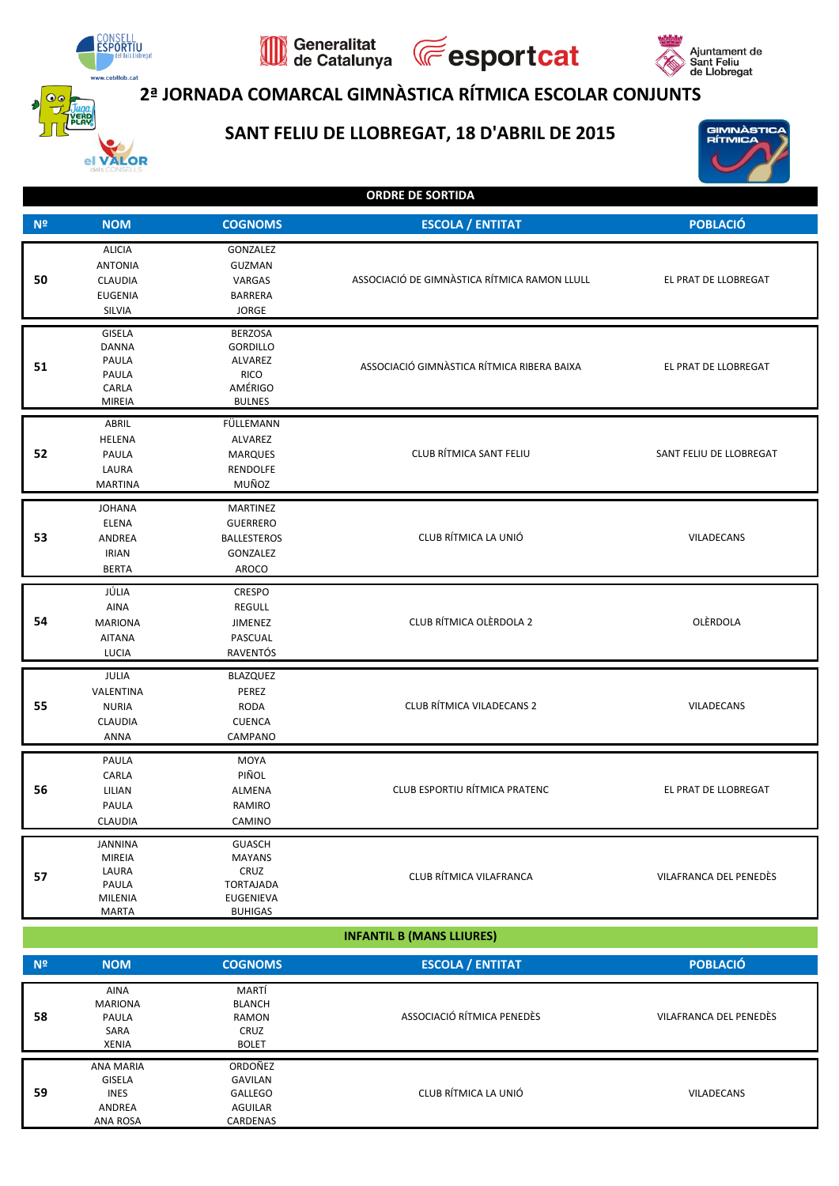# 2ª JORNADA COMARCAL GIMNÀSTICA RÍTMICA ESCOLAR CONJUNTS

## SANT FELIU DE LLOBREGAT, 18 D'ABRIL DE 2015

**ORDRE DE SORTIDA**

| Nº | NOM | COGNOMS | ESCOLA / ENTITAT | POBLACIÓ |
|---|---|---|---|---|
| 50 | ALICIA<br>ANTONIA<br>CLAUDIA<br>EUGENIA<br>SILVIA | GONZALEZ<br>GUZMAN<br>VARGAS<br>BARRERA<br>JORGE | ASSOCIACIÓ DE GIMNÀSTICA RÍTMICA RAMON LLULL | EL PRAT DE LLOBREGAT |
| 51 | GISELA<br>DANNA<br>PAULA<br>PAULA<br>CARLA<br>MIREIA | BERZOSA<br>GORDILLO<br>ALVAREZ<br>RICO<br>AMÉRIGO<br>BULNES | ASSOCIACIÓ GIMNÀSTICA RÍTMICA RIBERA BAIXA | EL PRAT DE LLOBREGAT |
| 52 | ABRIL<br>HELENA<br>PAULA<br>LAURA<br>MARTINA | FÜLLEMANN<br>ALVAREZ<br>MARQUES<br>RENDOLFE<br>MUÑOZ | CLUB RÍTMICA SANT FELIU | SANT FELIU DE LLOBREGAT |
| 53 | JOHANA<br>ELENA<br>ANDREA<br>IRIAN<br>BERTA | MARTINEZ<br>GUERRERO<br>BALLESTEROS<br>GONZALEZ<br>AROCO | CLUB RÍTMICA LA UNIÓ | VILADECANS |
| 54 | JÚLIA<br>AINA<br>MARIONA<br>AITANA<br>LUCIA | CRESPO<br>REGULL<br>JIMENEZ<br>PASCUAL<br>RAVENTÓS | CLUB RÍTMICA OLÈRDOLA 2 | OLÈRDOLA |
| 55 | JULIA<br>VALENTINA<br>NURIA<br>CLAUDIA<br>ANNA | BLAZQUEZ<br>PEREZ<br>RODA<br>CUENCA<br>CAMPANO | CLUB RÍTMICA VILADECANS 2 | VILADECANS |
| 56 | PAULA<br>CARLA<br>LILIAN<br>PAULA<br>CLAUDIA | MOYA<br>PIÑOL<br>ALMENA<br>RAMIRO<br>CAMINO | CLUB ESPORTIU RÍTMICA PRATENC | EL PRAT DE LLOBREGAT |
| 57 | JANNINA<br>MIREIA<br>LAURA<br>PAULA<br>MILENIA<br>MARTA | GUASCH<br>MAYANS<br>CRUZ<br>TORTAJADA<br>EUGENIEVA<br>BUHIGAS | CLUB RÍTMICA VILAFRANCA | VILAFRANCA DEL PENEDÈS |

**INFANTIL B (MANS LLIURES)**

| Nº | NOM | COGNOMS | ESCOLA / ENTITAT | POBLACIÓ |
|---|---|---|---|---|
| 58 | AINA<br>MARIONA<br>PAULA<br>SARA<br>XENIA | MARTÍ<br>BLANCH<br>RAMON<br>CRUZ<br>BOLET | ASSOCIACIÓ RÍTMICA PENEDÈS | VILAFRANCA DEL PENEDÈS |
| 59 | ANA MARIA<br>GISELA<br>INES<br>ANDREA<br>ANA ROSA | ORDOÑEZ<br>GAVILAN<br>GALLEGO<br>AGUILAR<br>CARDENAS | CLUB RÍTMICA LA UNIÓ | VILADECANS |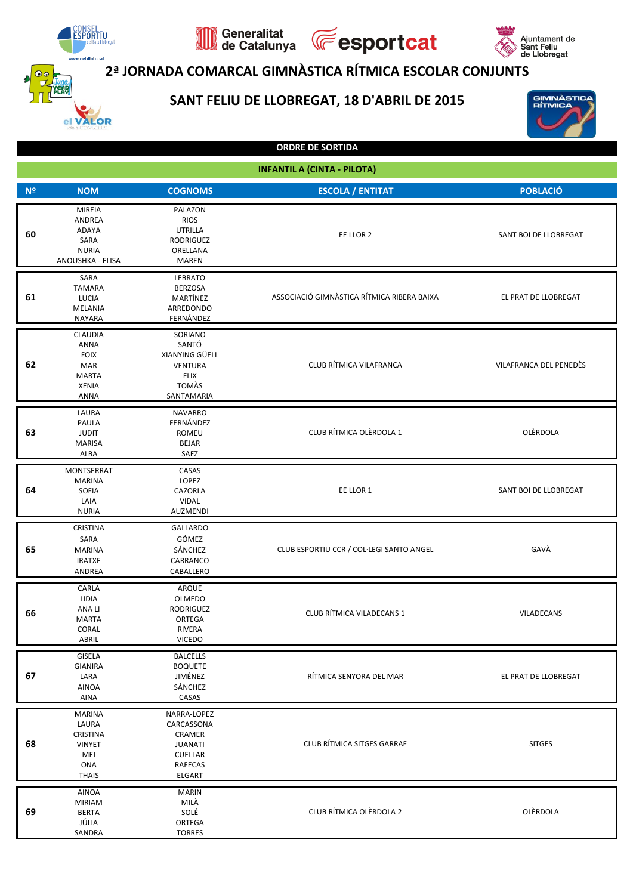# 2ª JORNADA COMARCAL GIMNÀSTICA RÍTMICA ESCOLAR CONJUNTS

## SANT FELIU DE LLOBREGAT, 18 D'ABRIL DE 2015

### ORDRE DE SORTIDA

### INFANTIL A (CINTA - PILOTA)

| Nº | NOM | COGNOMS | ESCOLA / ENTITAT | POBLACIÓ |
|---|---|---|---|---|
| 60 | MIREIA<br>ANDREA<br>ADAYA<br>SARA<br>NURIA<br>ANOUSHKA - ELISA | PALAZON<br>RIOS<br>UTRILLA<br>RODRIGUEZ<br>ORELLANA<br>MAREN | EE LLOR 2 | SANT BOI DE LLOBREGAT |
| 61 | SARA<br>TAMARA<br>LUCIA<br>MELANIA<br>NAYARA | LEBRATO<br>BERZOSA<br>MARTÍNEZ<br>ARREDONDO<br>FERNÁNDEZ | ASSOCIACIÓ GIMNÀSTICA RÍTMICA RIBERA BAIXA | EL PRAT DE LLOBREGAT |
| 62 | CLAUDIA<br>ANNA<br>FOIX<br>MAR<br>MARTA<br>XENIA<br>ANNA | SORIANO<br>SANTÓ<br>XIANYING GÜELL<br>VENTURA<br>FLIX<br>TOMÀS<br>SANTAMARIA | CLUB RÍTMICA VILAFRANCA | VILAFRANCA DEL PENEDÈS |
| 63 | LAURA<br>PAULA<br>JUDIT<br>MARISA<br>ALBA | NAVARRO<br>FERNÁNDEZ<br>ROMEU<br>BEJAR<br>SAEZ | CLUB RÍTMICA OLÈRDOLA 1 | OLÈRDOLA |
| 64 | MONTSERRAT<br>MARINA<br>SOFIA<br>LAIA<br>NURIA | CASAS<br>LOPEZ<br>CAZORLA<br>VIDAL<br>AUZMENDI | EE LLOR 1 | SANT BOI DE LLOBREGAT |
| 65 | CRISTINA<br>SARA<br>MARINA<br>IRATXE<br>ANDREA | GALLARDO<br>GÓMEZ<br>SÁNCHEZ<br>CARRANCO<br>CABALLERO | CLUB ESPORTIU CCR / COL·LEGI SANTO ANGEL | GAVÀ |
| 66 | CARLA<br>LIDIA<br>ANA LI<br>MARTA<br>CORAL<br>ABRIL | ARQUE<br>OLMEDO<br>RODRIGUEZ<br>ORTEGA<br>RIVERA<br>VICEDO | CLUB RÍTMICA VILADECANS 1 | VILADECANS |
| 67 | GISELA<br>GIANIRA<br>LARA<br>AINOA<br>AINA | BALCELLS<br>BOQUETE<br>JIMÉNEZ<br>SÁNCHEZ<br>CASAS | RÍTMICA SENYORA DEL MAR | EL PRAT DE LLOBREGAT |
| 68 | MARINA<br>LAURA<br>CRISTINA<br>VINYET<br>MEI<br>ONA<br>THAIS | NARRA-LOPEZ<br>CARCASSONA<br>CRAMER<br>JUANATI<br>CUELLAR<br>RAFECAS<br>ELGART | CLUB RÍTMICA SITGES GARRAF | SITGES |
| 69 | AINOA<br>MIRIAM<br>BERTA<br>JÚLIA<br>SANDRA | MARIN<br>MILÀ<br>SOLÉ<br>ORTEGA<br>TORRES | CLUB RÍTMICA OLÈRDOLA 2 | OLÈRDOLA |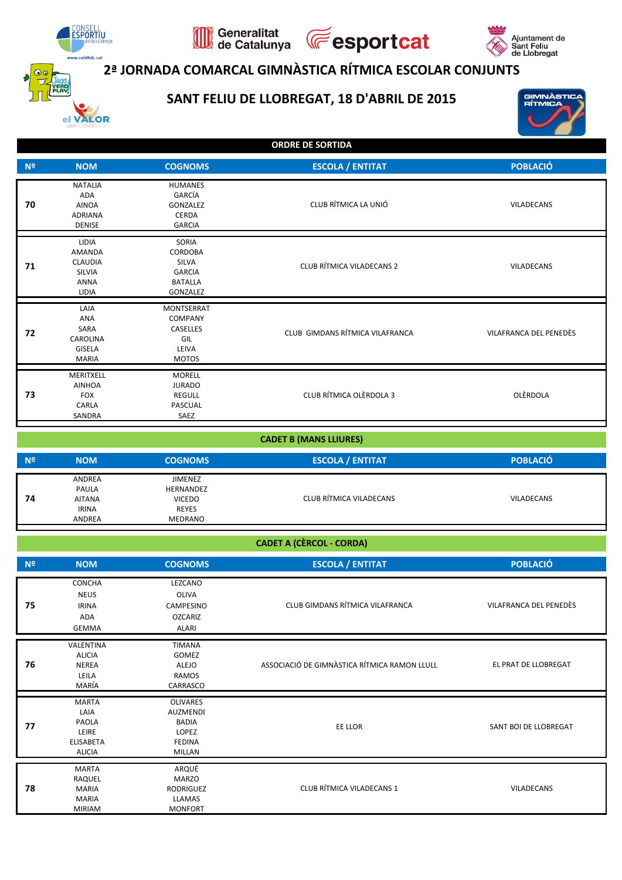## 2ª JORNADA COMARCAL GIMNÀSTICA RÍTMICA ESCOLAR CONJUNTS

## SANT FELIU DE LLOBREGAT, 18 D'ABRIL DE 2015

**ORDRE DE SORTIDA**

| Nº | NOM | COGNOMS | ESCOLA / ENTITAT | POBLACIÓ |
|---|---|---|---|---|
| 70 | NATALIA<br>ADA<br>AINOA<br>ADRIANA<br>DENISE | HUMANES<br>GARCÍA<br>GONZALEZ<br>CERDA<br>GARCIA | CLUB RÍTMICA LA UNIÓ | VILADECANS |
| 71 | LIDIA<br>AMANDA<br>CLAUDIA<br>SILVIA<br>ANNA<br>LIDIA | SORIA<br>CORDOBA<br>SILVA<br>GARCIA<br>BATALLA<br>GONZALEZ | CLUB RÍTMICA VILADECANS 2 | VILADECANS |
| 72 | LAIA<br>ANA<br>SARA<br>CAROLINA<br>GISELA<br>MARIA | MONTSERRAT<br>COMPANY<br>CASELLES<br>GIL<br>LEIVA<br>MOTOS | CLUB GIMDANS RÍTMICA VILAFRANCA | VILAFRANCA DEL PENEDÈS |
| 73 | MERITXELL<br>AINHOA<br>FOX<br>CARLA<br>SANDRA | MORELL<br>JURADO<br>REGULL<br>PASCUAL<br>SAEZ | CLUB RÍTMICA OLÈRDOLA 3 | OLÈRDOLA |

**CADET B (MANS LLIURES)**

| Nº | NOM | COGNOMS | ESCOLA / ENTITAT | POBLACIÓ |
|---|---|---|---|---|
| 74 | ANDREA<br>PAULA<br>AITANA<br>IRINA<br>ANDREA | JIMENEZ<br>HERNANDEZ<br>VICEDO<br>REYES<br>MEDRANO | CLUB RÍTMICA VILADECANS | VILADECANS |

**CADET A (CÈRCOL - CORDA)**

| Nº | NOM | COGNOMS | ESCOLA / ENTITAT | POBLACIÓ |
|---|---|---|---|---|
| 75 | CONCHA<br>NEUS<br>IRINA<br>ADA<br>GEMMA | LEZCANO<br>OLIVA<br>CAMPESINO<br>OZCARIZ<br>ALARI | CLUB GIMDANS RÍTMICA VILAFRANCA | VILAFRANCA DEL PENEDÈS |
| 76 | VALENTINA<br>ALICIA<br>NEREA<br>LEILA<br>MARÍA | TIMANA<br>GOMEZ<br>ALEJO<br>RAMOS<br>CARRASCO | ASSOCIACIÓ DE GIMNÀSTICA RÍTMICA RAMON LLULL | EL PRAT DE LLOBREGAT |
| 77 | MARTA<br>LAIA<br>PAOLA<br>LEIRE<br>ELISABETA<br>ALICIA | OLIVARES<br>AUZMENDI<br>BADIA<br>LOPEZ<br>FEDINA<br>MILLAN | EE LLOR | SANT BOI DE LLOBREGAT |
| 78 | MARTA<br>RAQUEL<br>MARIA<br>MARIA<br>MIRIAM | ARQUÉ<br>MARZO<br>RODRIGUEZ<br>LLAMAS<br>MONFORT | CLUB RÍTMICA VILADECANS 1 | VILADECANS |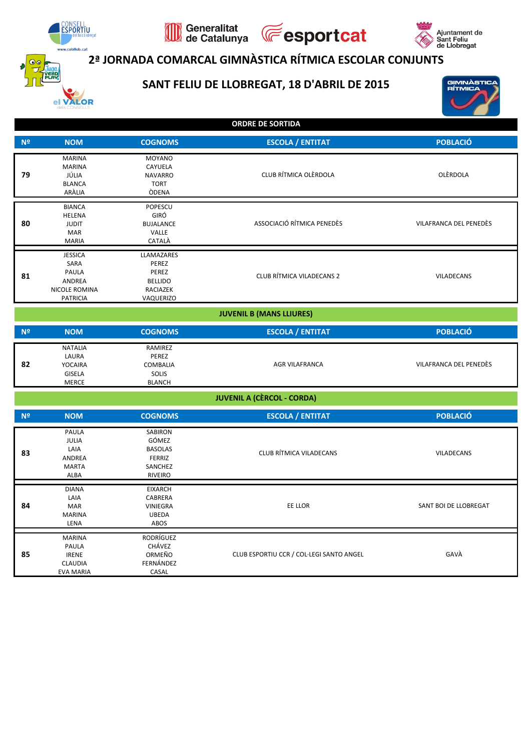# 2ª JORNADA COMARCAL GIMNÀSTICA RÍTMICA ESCOLAR CONJUNTS

## SANT FELIU DE LLOBREGAT, 18 D'ABRIL DE 2015

**ORDRE DE SORTIDA**

| Nº | NOM | COGNOMS | ESCOLA / ENTITAT | POBLACIÓ |
|---|---|---|---|---|
| 79 | MARINA<br>MARINA<br>JÚLIA<br>BLANCA<br>ARÀLIA | MOYANO<br>CAYUELA<br>NAVARRO<br>TORT<br>ÒDENA | CLUB RÍTMICA OLÈRDOLA | OLÈRDOLA |
| 80 | BIANCA<br>HELENA<br>JUDIT<br>MAR<br>MARIA | POPESCU<br>GIRÓ<br>BUJALANCE<br>VALLE<br>CATALÀ | ASSOCIACIÓ RÍTMICA PENEDÈS | VILAFRANCA DEL PENEDÈS |
| 81 | JESSICA<br>SARA<br>PAULA<br>ANDREA<br>NICOLE ROMINA<br>PATRICIA | LLAMAZARES<br>PEREZ<br>PEREZ<br>BELLIDO<br>RACIAZEK<br>VAQUERIZO | CLUB RÍTMICA VILADECANS 2 | VILADECANS |

**JUVENIL B (MANS LLIURES)**

| Nº | NOM | COGNOMS | ESCOLA / ENTITAT | POBLACIÓ |
|---|---|---|---|---|
| 82 | NATALIA<br>LAURA<br>YOCAIRA<br>GISELA<br>MERCE | RAMIREZ<br>PEREZ<br>COMBALIA<br>SOLIS<br>BLANCH | AGR VILAFRANCA | VILAFRANCA DEL PENEDÈS |

**JUVENIL A (CÈRCOL - CORDA)**

| Nº | NOM | COGNOMS | ESCOLA / ENTITAT | POBLACIÓ |
|---|---|---|---|---|
| 83 | PAULA<br>JULIA<br>LAIA<br>ANDREA<br>MARTA<br>ALBA | SABIRON<br>GÓMEZ<br>BASOLAS<br>FERRIZ<br>SANCHEZ<br>RIVEIRO | CLUB RÍTMICA VILADECANS | VILADECANS |
| 84 | DIANA<br>LAIA<br>MAR<br>MARINA<br>LENA | EIXARCH<br>CABRERA<br>VINIEGRA<br>UBEDA<br>ABOS | EE LLOR | SANT BOI DE LLOBREGAT |
| 85 | MARINA<br>PAULA<br>IRENE<br>CLAUDIA<br>EVA MARIA | RODRÍGUEZ<br>CHÁVEZ<br>ORMEÑO<br>FERNÁNDEZ<br>CASAL | CLUB ESPORTIU CCR / COL·LEGI SANTO ANGEL | GAVÀ |